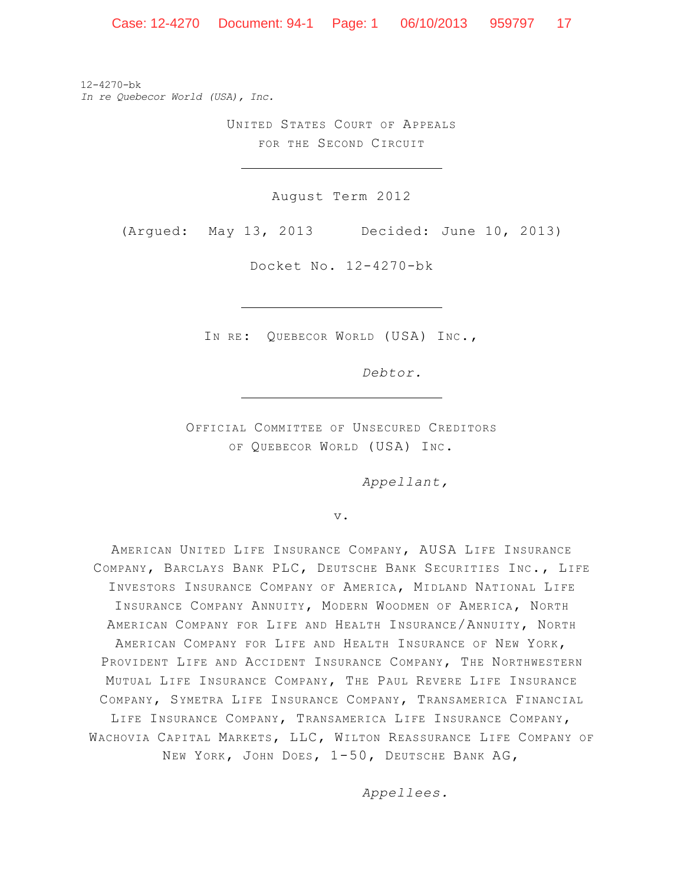12-4270-bk
*In re Quebecor World (USA), Inc.*

UNITED STATES COURT OF APPEALS
FOR THE SECOND CIRCUIT

---

August Term 2012

(Argued: May 13, 2013 Decided: June 10, 2013)

Docket No. 12-4270-bk

---

IN RE: QUEBECOR WORLD (USA) INC.,

*Debtor.*

---

OFFICIAL COMMITTEE OF UNSECURED CREDITORS
OF QUEBECOR WORLD (USA) INC.

*Appellant,*

v.

AMERICAN UNITED LIFE INSURANCE COMPANY, AUSA LIFE INSURANCE COMPANY, BARCLAYS BANK PLC, DEUTSCHE BANK SECURITIES INC., LIFE INVESTORS INSURANCE COMPANY OF AMERICA, MIDLAND NATIONAL LIFE INSURANCE COMPANY ANNUITY, MODERN WOODMEN OF AMERICA, NORTH AMERICAN COMPANY FOR LIFE AND HEALTH INSURANCE/ANNUITY, NORTH AMERICAN COMPANY FOR LIFE AND HEALTH INSURANCE OF NEW YORK, PROVIDENT LIFE AND ACCIDENT INSURANCE COMPANY, THE NORTHWESTERN MUTUAL LIFE INSURANCE COMPANY, THE PAUL REVERE LIFE INSURANCE COMPANY, SYMETRA LIFE INSURANCE COMPANY, TRANSAMERICA FINANCIAL LIFE INSURANCE COMPANY, TRANSAMERICA LIFE INSURANCE COMPANY, WACHOVIA CAPITAL MARKETS, LLC, WILTON REASSURANCE LIFE COMPANY OF NEW YORK, JOHN DOES, 1-50, DEUTSCHE BANK AG,

*Appellees.*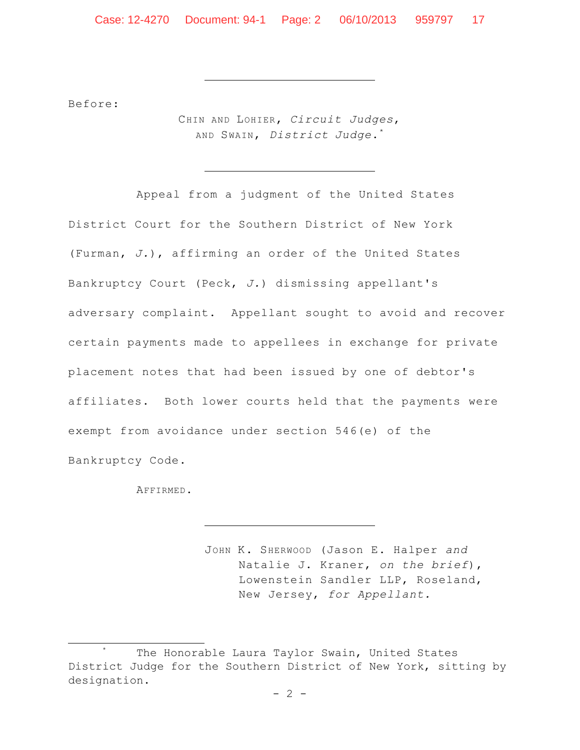---

Before:

CHIN AND LOHIER, *Circuit Judges*,
AND SWAIN, *District Judge*.*

---

Appeal from a judgment of the United States District Court for the Southern District of New York (Furman, *J.*), affirming an order of the United States Bankruptcy Court (Peck, *J.*) dismissing appellant's adversary complaint. Appellant sought to avoid and recover certain payments made to appellees in exchange for private placement notes that had been issued by one of debtor's affiliates. Both lower courts held that the payments were exempt from avoidance under section 546(e) of the Bankruptcy Code.

AFFIRMED.

---

JOHN K. SHERWOOD (Jason E. Halper *and* Natalie J. Kraner, *on the brief*), Lowenstein Sandler LLP, Roseland, New Jersey, *for Appellant.*

---

\* The Honorable Laura Taylor Swain, United States District Judge for the Southern District of New York, sitting by designation.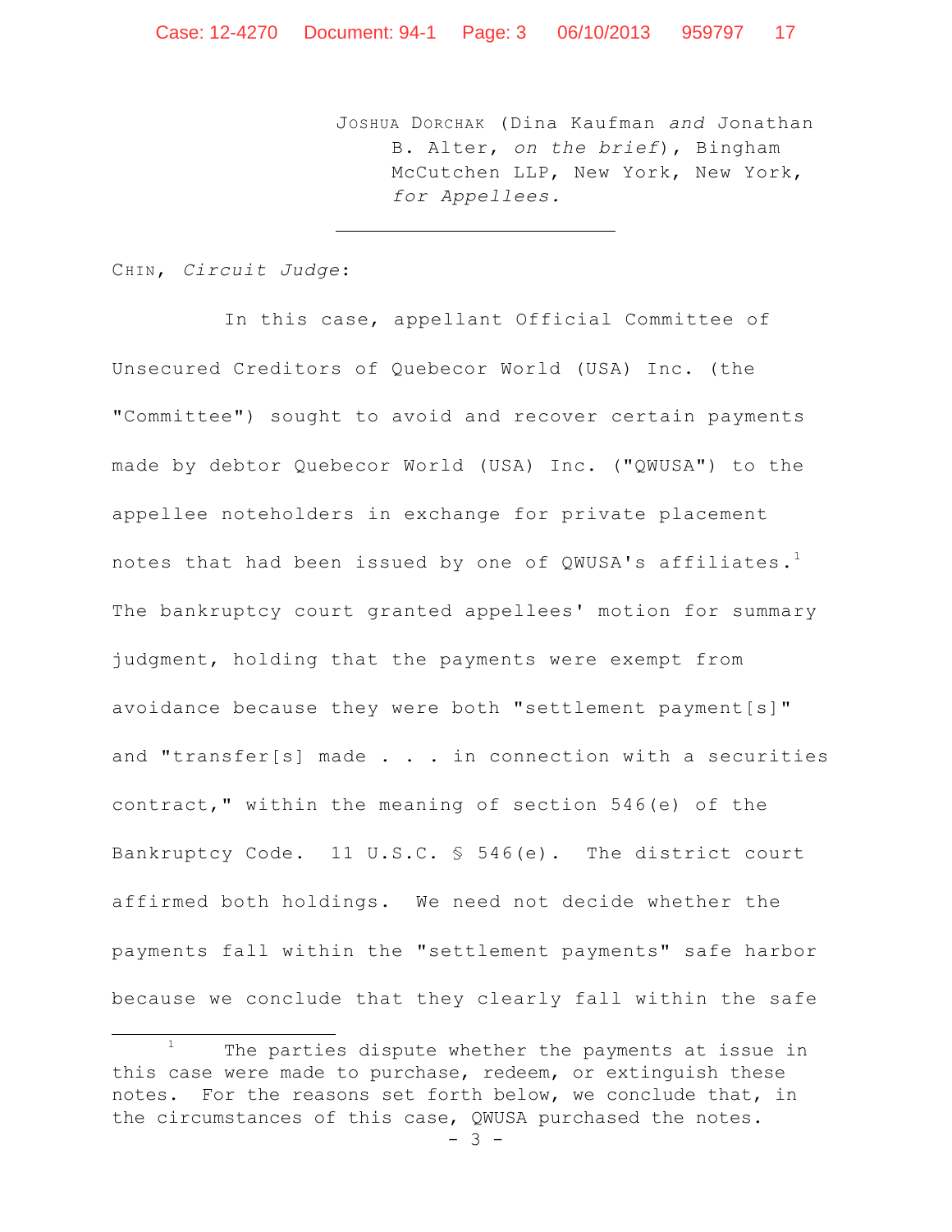JOSHUA DORCHAK (Dina Kaufman *and* Jonathan B. Alter, *on the brief*), Bingham McCutchen LLP, New York, New York, *for Appellees.*

---

CHIN, *Circuit Judge*:

In this case, appellant Official Committee of Unsecured Creditors of Quebecor World (USA) Inc. (the "Committee") sought to avoid and recover certain payments made by debtor Quebecor World (USA) Inc. ("QWUSA") to the appellee noteholders in exchange for private placement notes that had been issued by one of QWUSA's affiliates.[1] The bankruptcy court granted appellees' motion for summary judgment, holding that the payments were exempt from avoidance because they were both "settlement payment[s]" and "transfer[s] made . . . in connection with a securities contract," within the meaning of section 546(e) of the Bankruptcy Code. 11 U.S.C. § 546(e). The district court affirmed both holdings. We need not decide whether the payments fall within the "settlement payments" safe harbor because we conclude that they clearly fall within the safe

---

[1] The parties dispute whether the payments at issue in this case were made to purchase, redeem, or extinguish these notes. For the reasons set forth below, we conclude that, in the circumstances of this case, QWUSA purchased the notes.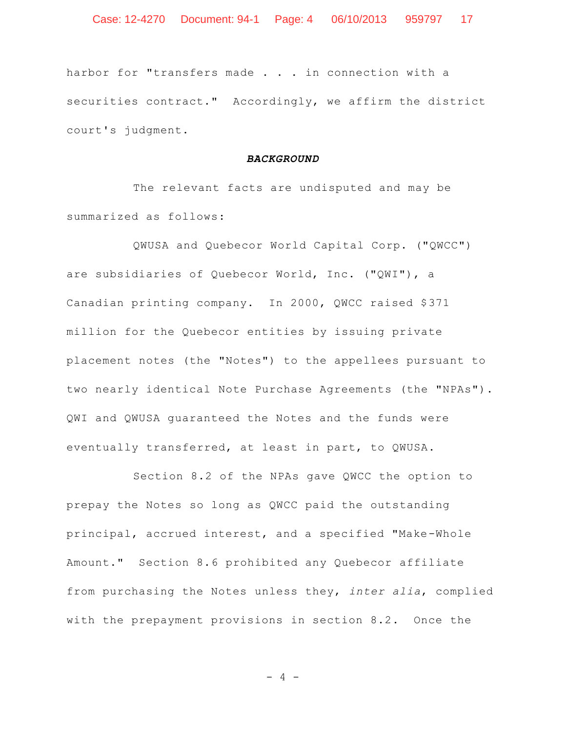harbor for "transfers made . . . in connection with a securities contract." Accordingly, we affirm the district court's judgment.

## ***BACKGROUND***

The relevant facts are undisputed and may be summarized as follows:

QWUSA and Quebecor World Capital Corp. ("QWCC") are subsidiaries of Quebecor World, Inc. ("QWI"), a Canadian printing company. In 2000, QWCC raised $371 million for the Quebecor entities by issuing private placement notes (the "Notes") to the appellees pursuant to two nearly identical Note Purchase Agreements (the "NPAs"). QWI and QWUSA guaranteed the Notes and the funds were eventually transferred, at least in part, to QWUSA.

Section 8.2 of the NPAs gave QWCC the option to prepay the Notes so long as QWCC paid the outstanding principal, accrued interest, and a specified "Make-Whole Amount." Section 8.6 prohibited any Quebecor affiliate from purchasing the Notes unless they, *inter alia*, complied with the prepayment provisions in section 8.2. Once the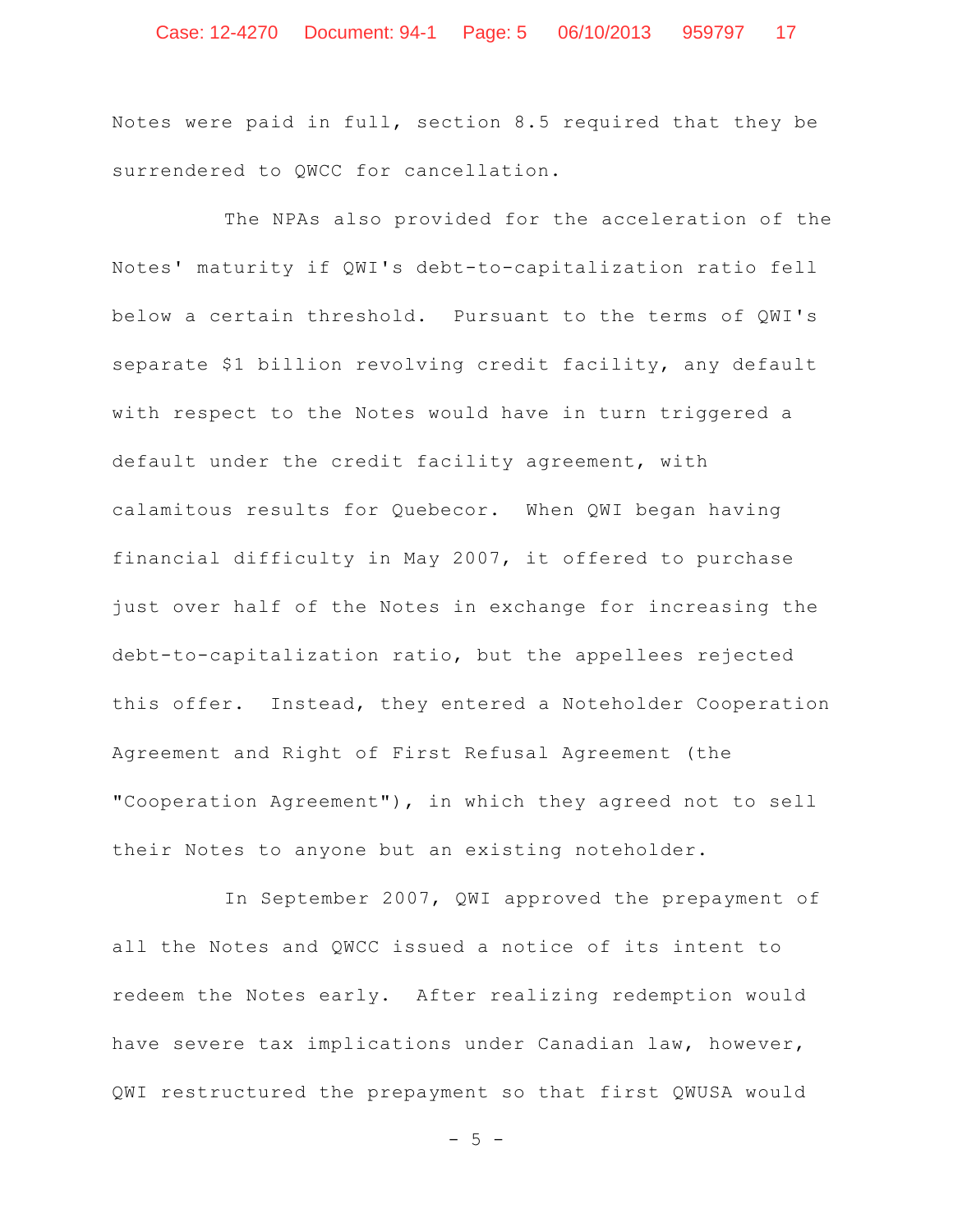Notes were paid in full, section 8.5 required that they be surrendered to QWCC for cancellation.

The NPAs also provided for the acceleration of the Notes' maturity if QWI's debt-to-capitalization ratio fell below a certain threshold. Pursuant to the terms of QWI's separate $1 billion revolving credit facility, any default with respect to the Notes would have in turn triggered a default under the credit facility agreement, with calamitous results for Quebecor. When QWI began having financial difficulty in May 2007, it offered to purchase just over half of the Notes in exchange for increasing the debt-to-capitalization ratio, but the appellees rejected this offer. Instead, they entered a Noteholder Cooperation Agreement and Right of First Refusal Agreement (the "Cooperation Agreement"), in which they agreed not to sell their Notes to anyone but an existing noteholder.

In September 2007, QWI approved the prepayment of all the Notes and QWCC issued a notice of its intent to redeem the Notes early. After realizing redemption would have severe tax implications under Canadian law, however, QWI restructured the prepayment so that first QWUSA would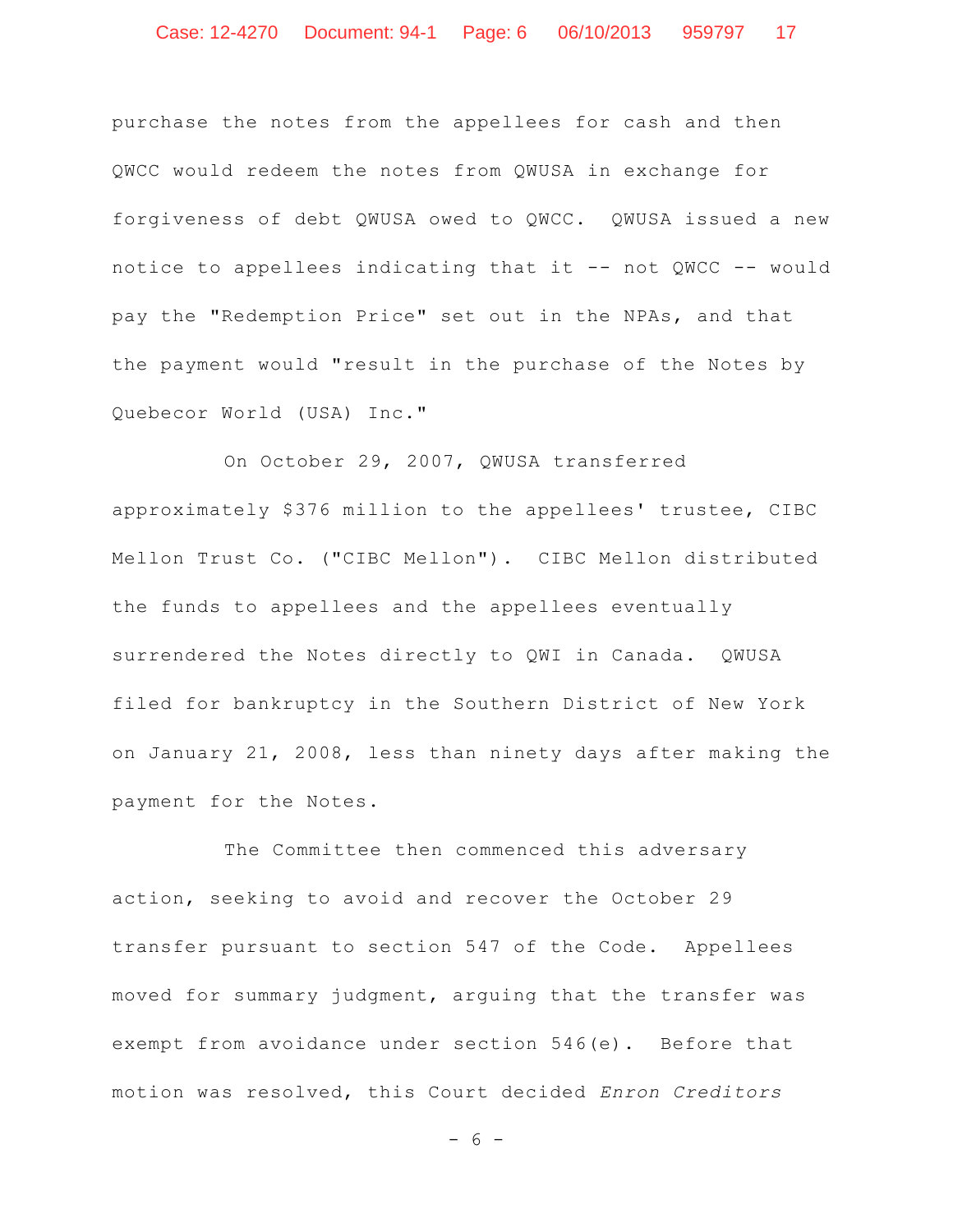purchase the notes from the appellees for cash and then QWCC would redeem the notes from QWUSA in exchange for forgiveness of debt QWUSA owed to QWCC. QWUSA issued a new notice to appellees indicating that it -- not QWCC -- would pay the "Redemption Price" set out in the NPAs, and that the payment would "result in the purchase of the Notes by Quebecor World (USA) Inc."

On October 29, 2007, QWUSA transferred approximately $376 million to the appellees' trustee, CIBC Mellon Trust Co. ("CIBC Mellon"). CIBC Mellon distributed the funds to appellees and the appellees eventually surrendered the Notes directly to QWI in Canada. QWUSA filed for bankruptcy in the Southern District of New York on January 21, 2008, less than ninety days after making the payment for the Notes.

The Committee then commenced this adversary action, seeking to avoid and recover the October 29 transfer pursuant to section 547 of the Code. Appellees moved for summary judgment, arguing that the transfer was exempt from avoidance under section 546(e). Before that motion was resolved, this Court decided *Enron Creditors*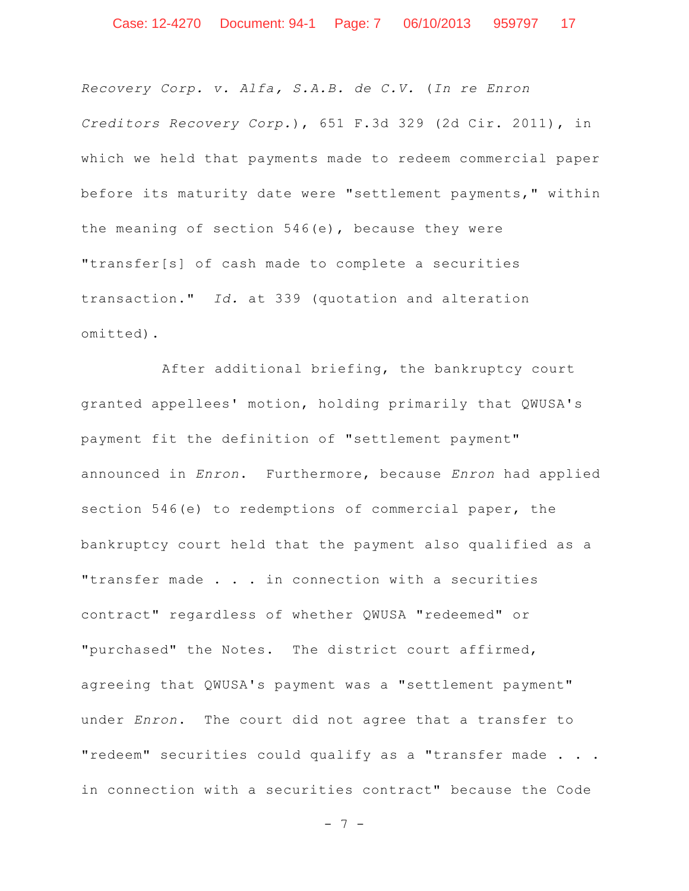*Recovery Corp. v. Alfa, S.A.B. de C.V.* (*In re Enron Creditors Recovery Corp.*), 651 F.3d 329 (2d Cir. 2011), in which we held that payments made to redeem commercial paper before its maturity date were "settlement payments," within the meaning of section 546(e), because they were "transfer[s] of cash made to complete a securities transaction." *Id.* at 339 (quotation and alteration omitted).

After additional briefing, the bankruptcy court granted appellees' motion, holding primarily that QWUSA's payment fit the definition of "settlement payment" announced in *Enron*. Furthermore, because *Enron* had applied section 546(e) to redemptions of commercial paper, the bankruptcy court held that the payment also qualified as a "transfer made . . . in connection with a securities contract" regardless of whether QWUSA "redeemed" or "purchased" the Notes. The district court affirmed, agreeing that QWUSA's payment was a "settlement payment" under *Enron*. The court did not agree that a transfer to "redeem" securities could qualify as a "transfer made . . . in connection with a securities contract" because the Code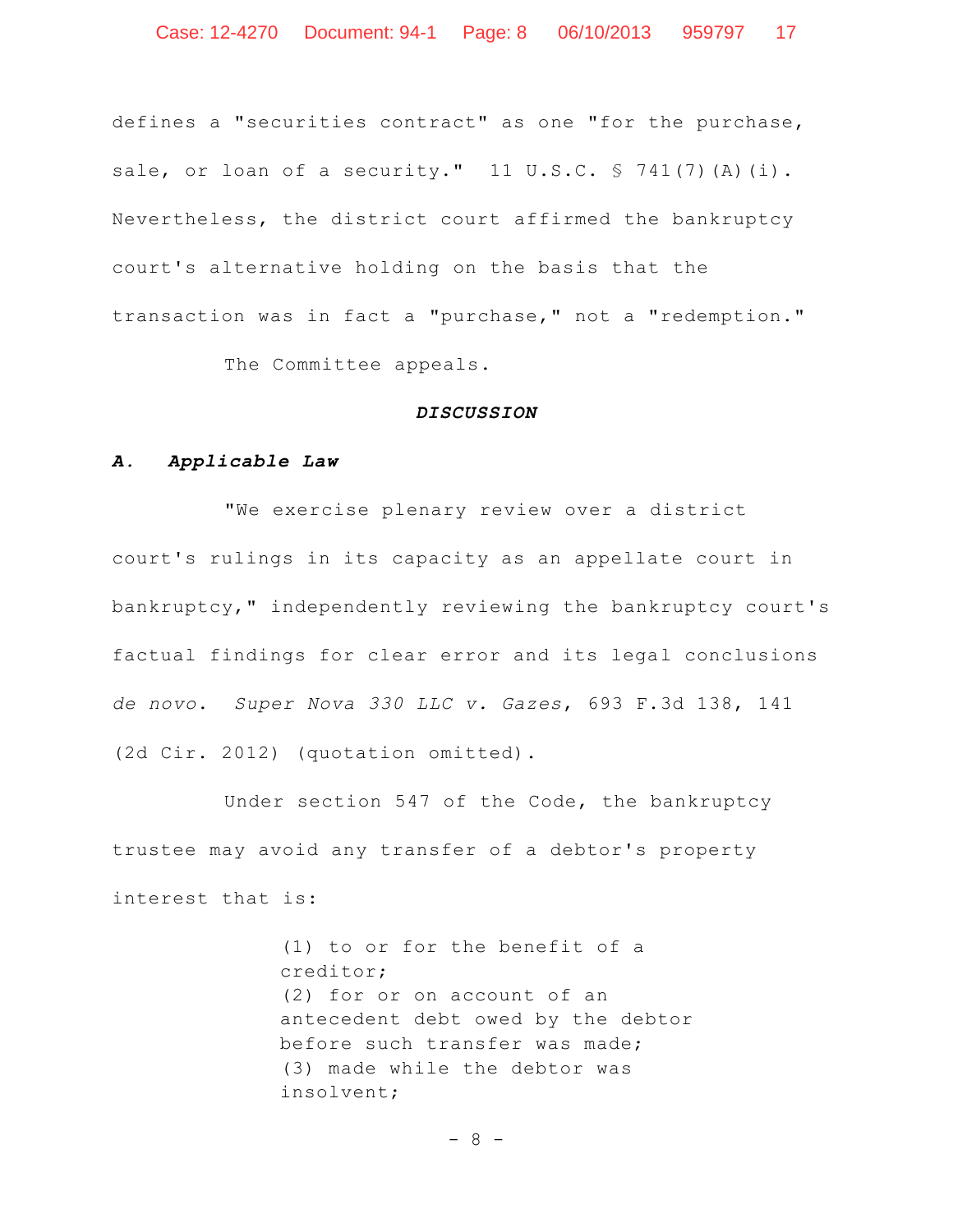defines a "securities contract" as one "for the purchase, sale, or loan of a security." 11 U.S.C. § 741(7)(A)(i). Nevertheless, the district court affirmed the bankruptcy court's alternative holding on the basis that the transaction was in fact a "purchase," not a "redemption."

The Committee appeals.

## ***DISCUSSION***

### ***A. Applicable Law***

"We exercise plenary review over a district court's rulings in its capacity as an appellate court in bankruptcy," independently reviewing the bankruptcy court's factual findings for clear error and its legal conclusions *de novo*. *Super Nova 330 LLC v. Gazes*, 693 F.3d 138, 141 (2d Cir. 2012) (quotation omitted).

Under section 547 of the Code, the bankruptcy trustee may avoid any transfer of a debtor's property interest that is:

> (1) to or for the benefit of a creditor;
> (2) for or on account of an antecedent debt owed by the debtor before such transfer was made;
> (3) made while the debtor was insolvent;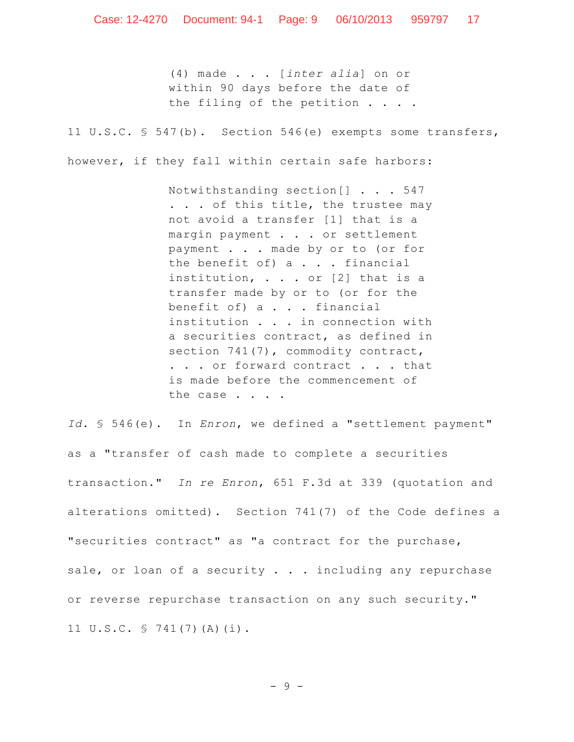> (4) made . . . [*inter alia*] on or within 90 days before the date of the filing of the petition . . . .

11 U.S.C. § 547(b). Section 546(e) exempts some transfers, however, if they fall within certain safe harbors:

> Notwithstanding section[] . . . 547 . . . of this title, the trustee may not avoid a transfer [1] that is a margin payment . . . or settlement payment . . . made by or to (or for the benefit of) a . . . financial institution, . . . or [2] that is a transfer made by or to (or for the benefit of) a . . . financial institution . . . in connection with a securities contract, as defined in section 741(7), commodity contract, . . . or forward contract . . . that is made before the commencement of the case . . . .

*Id.* § 546(e). In *Enron*, we defined a "settlement payment" as a "transfer of cash made to complete a securities transaction." *In re Enron*, 651 F.3d at 339 (quotation and alterations omitted). Section 741(7) of the Code defines a "securities contract" as "a contract for the purchase, sale, or loan of a security . . . including any repurchase or reverse repurchase transaction on any such security." 11 U.S.C. § 741(7)(A)(i).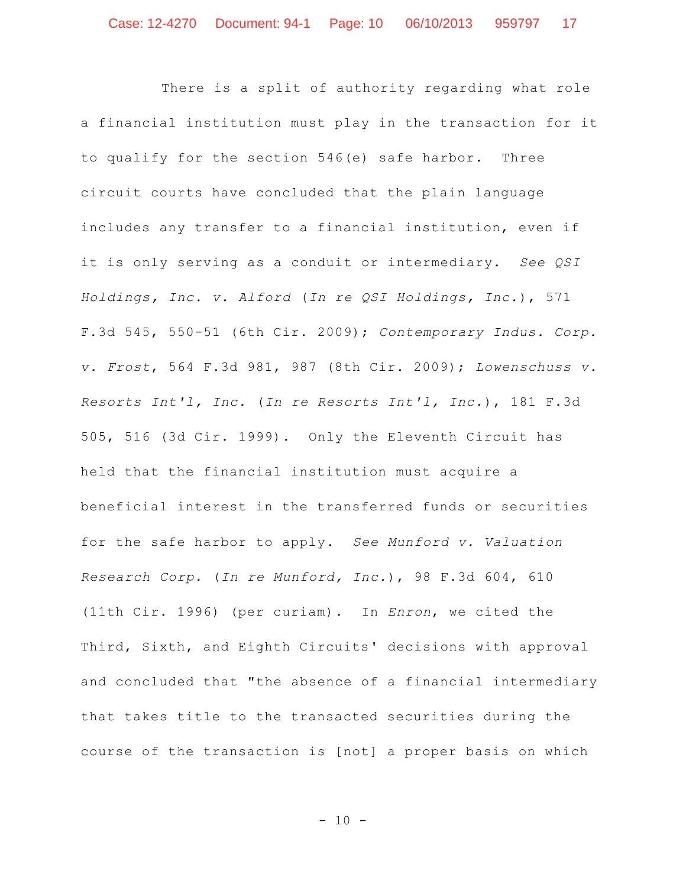There is a split of authority regarding what role a financial institution must play in the transaction for it to qualify for the section 546(e) safe harbor. Three circuit courts have concluded that the plain language includes any transfer to a financial institution, even if it is only serving as a conduit or intermediary. *See QSI Holdings, Inc. v. Alford* (*In re QSI Holdings, Inc.*), 571 F.3d 545, 550-51 (6th Cir. 2009); *Contemporary Indus. Corp. v. Frost*, 564 F.3d 981, 987 (8th Cir. 2009); *Lowenschuss v. Resorts Int'l, Inc.* (*In re Resorts Int'l, Inc.*), 181 F.3d 505, 516 (3d Cir. 1999). Only the Eleventh Circuit has held that the financial institution must acquire a beneficial interest in the transferred funds or securities for the safe harbor to apply. *See Munford v. Valuation Research Corp.* (*In re Munford, Inc.*), 98 F.3d 604, 610 (11th Cir. 1996) (per curiam). In *Enron*, we cited the Third, Sixth, and Eighth Circuits' decisions with approval and concluded that "the absence of a financial intermediary that takes title to the transacted securities during the course of the transaction is [not] a proper basis on which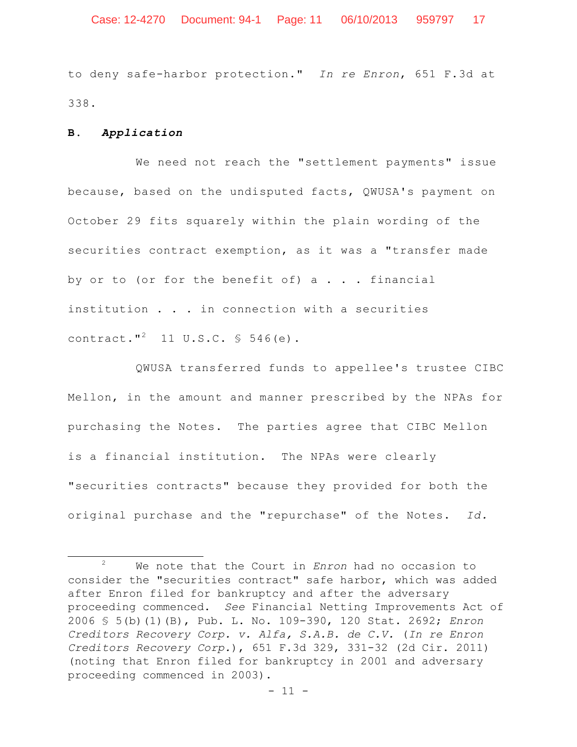to deny safe-harbor protection." *In re Enron*, 651 F.3d at 338.

**B.** ***Application***

We need not reach the "settlement payments" issue because, based on the undisputed facts, QWUSA's payment on October 29 fits squarely within the plain wording of the securities contract exemption, as it was a "transfer made by or to (or for the benefit of) a . . . financial institution . . . in connection with a securities contract."[2] 11 U.S.C. § 546(e).

QWUSA transferred funds to appellee's trustee CIBC Mellon, in the amount and manner prescribed by the NPAs for purchasing the Notes. The parties agree that CIBC Mellon is a financial institution. The NPAs were clearly "securities contracts" because they provided for both the original purchase and the "repurchase" of the Notes. *Id.*

---

[2] We note that the Court in *Enron* had no occasion to consider the "securities contract" safe harbor, which was added after Enron filed for bankruptcy and after the adversary proceeding commenced. *See* Financial Netting Improvements Act of 2006 § 5(b)(1)(B), Pub. L. No. 109-390, 120 Stat. 2692; *Enron Creditors Recovery Corp. v. Alfa, S.A.B. de C.V.* (*In re Enron Creditors Recovery Corp.*), 651 F.3d 329, 331-32 (2d Cir. 2011) (noting that Enron filed for bankruptcy in 2001 and adversary proceeding commenced in 2003).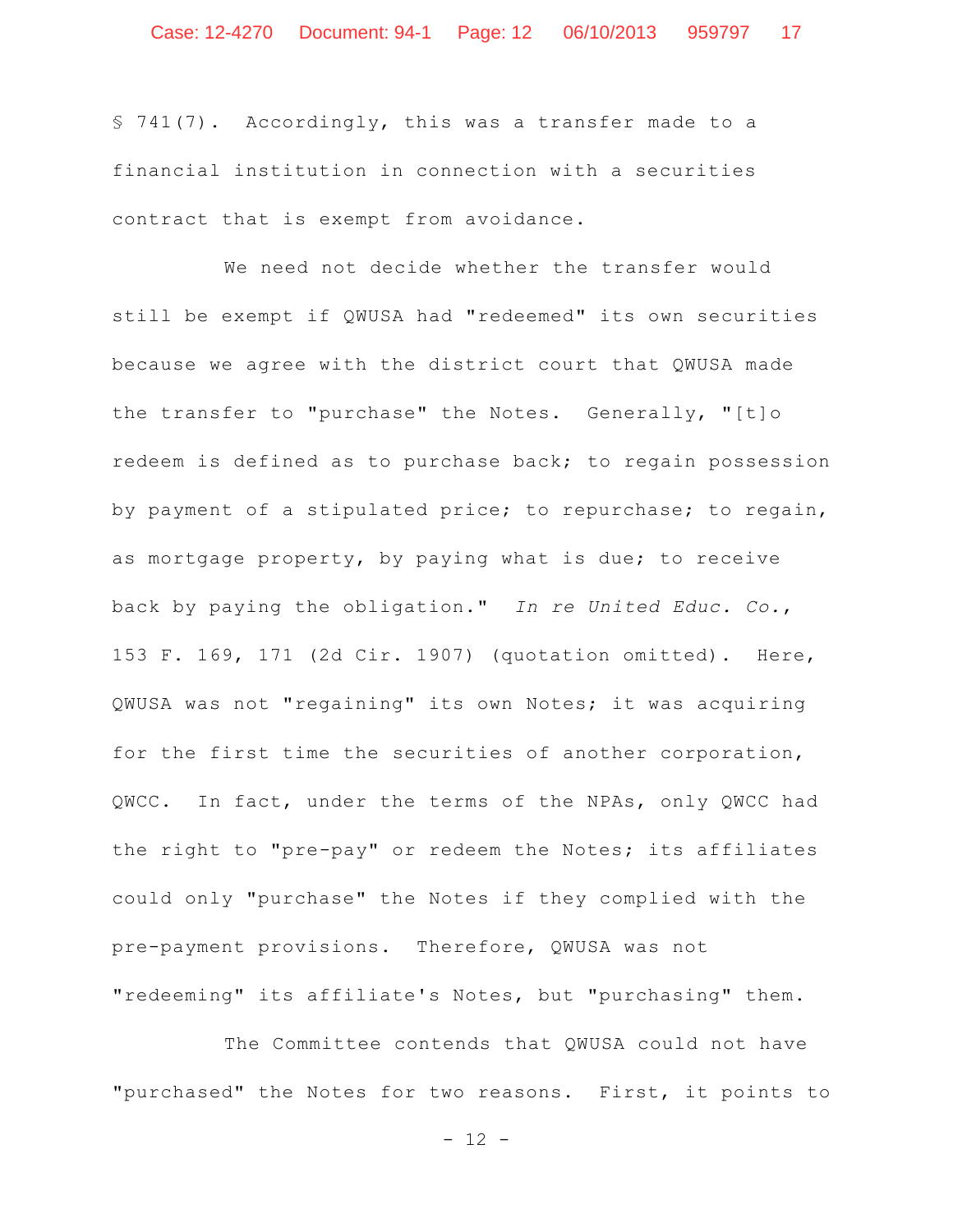§ 741(7). Accordingly, this was a transfer made to a financial institution in connection with a securities contract that is exempt from avoidance.

We need not decide whether the transfer would still be exempt if QWUSA had "redeemed" its own securities because we agree with the district court that QWUSA made the transfer to "purchase" the Notes. Generally, "[t]o redeem is defined as to purchase back; to regain possession by payment of a stipulated price; to repurchase; to regain, as mortgage property, by paying what is due; to receive back by paying the obligation." *In re United Educ. Co.*, 153 F. 169, 171 (2d Cir. 1907) (quotation omitted). Here, QWUSA was not "regaining" its own Notes; it was acquiring for the first time the securities of another corporation, QWCC. In fact, under the terms of the NPAs, only QWCC had the right to "pre-pay" or redeem the Notes; its affiliates could only "purchase" the Notes if they complied with the pre-payment provisions. Therefore, QWUSA was not "redeeming" its affiliate's Notes, but "purchasing" them.

The Committee contends that QWUSA could not have "purchased" the Notes for two reasons. First, it points to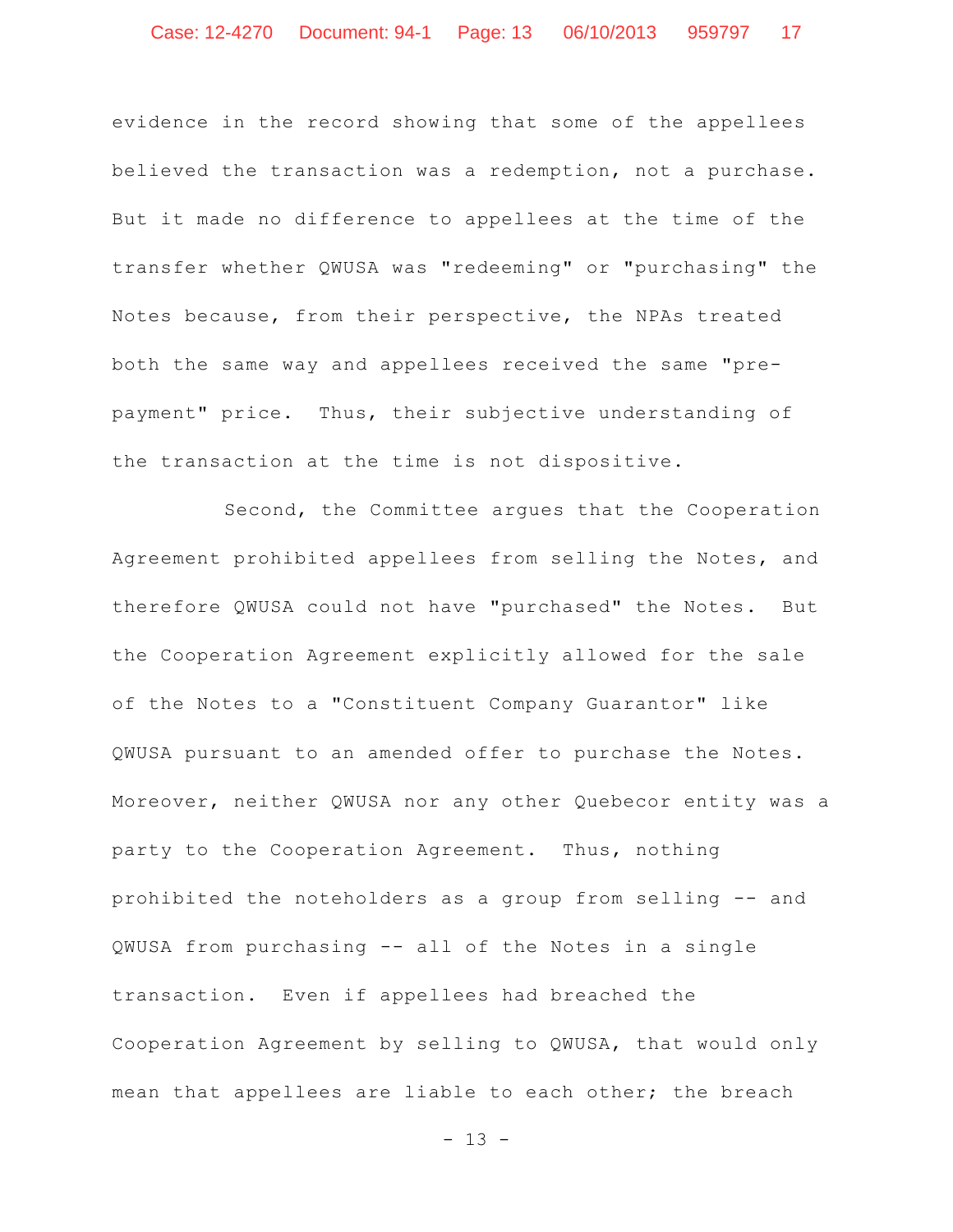evidence in the record showing that some of the appellees believed the transaction was a redemption, not a purchase. But it made no difference to appellees at the time of the transfer whether QWUSA was "redeeming" or "purchasing" the Notes because, from their perspective, the NPAs treated both the same way and appellees received the same "pre-payment" price. Thus, their subjective understanding of the transaction at the time is not dispositive.

Second, the Committee argues that the Cooperation Agreement prohibited appellees from selling the Notes, and therefore QWUSA could not have "purchased" the Notes. But the Cooperation Agreement explicitly allowed for the sale of the Notes to a "Constituent Company Guarantor" like QWUSA pursuant to an amended offer to purchase the Notes. Moreover, neither QWUSA nor any other Quebecor entity was a party to the Cooperation Agreement. Thus, nothing prohibited the noteholders as a group from selling -- and QWUSA from purchasing -- all of the Notes in a single transaction. Even if appellees had breached the Cooperation Agreement by selling to QWUSA, that would only mean that appellees are liable to each other; the breach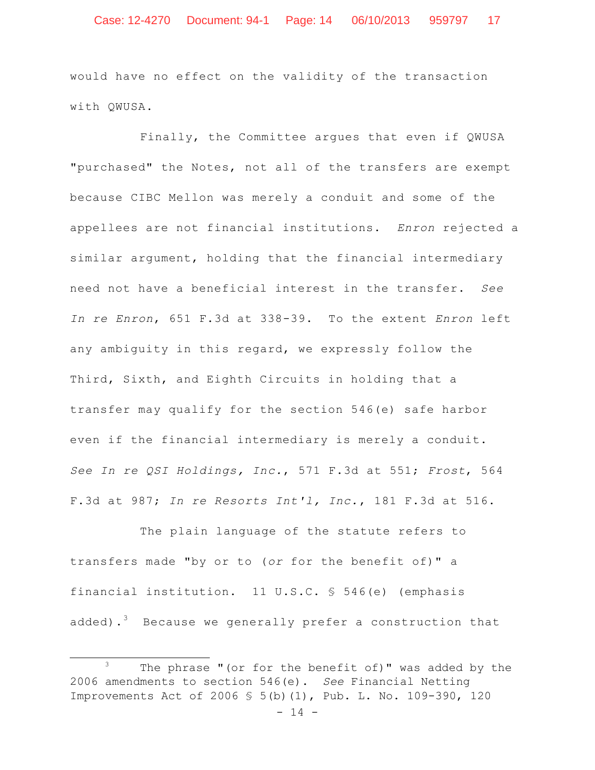would have no effect on the validity of the transaction with QWUSA.

Finally, the Committee argues that even if QWUSA "purchased" the Notes, not all of the transfers are exempt because CIBC Mellon was merely a conduit and some of the appellees are not financial institutions. *Enron* rejected a similar argument, holding that the financial intermediary need not have a beneficial interest in the transfer. *See In re Enron*, 651 F.3d at 338-39. To the extent *Enron* left any ambiguity in this regard, we expressly follow the Third, Sixth, and Eighth Circuits in holding that a transfer may qualify for the section 546(e) safe harbor even if the financial intermediary is merely a conduit. *See In re QSI Holdings, Inc.*, 571 F.3d at 551; *Frost*, 564 F.3d at 987; *In re Resorts Int'l, Inc.*, 181 F.3d at 516.

The plain language of the statute refers to transfers made "by or to (*or* for the benefit of)" a financial institution. 11 U.S.C. § 546(e) (emphasis added).[3] Because we generally prefer a construction that

---

[3] The phrase "(or for the benefit of)" was added by the 2006 amendments to section 546(e). *See* Financial Netting Improvements Act of 2006 § 5(b)(1), Pub. L. No. 109-390, 120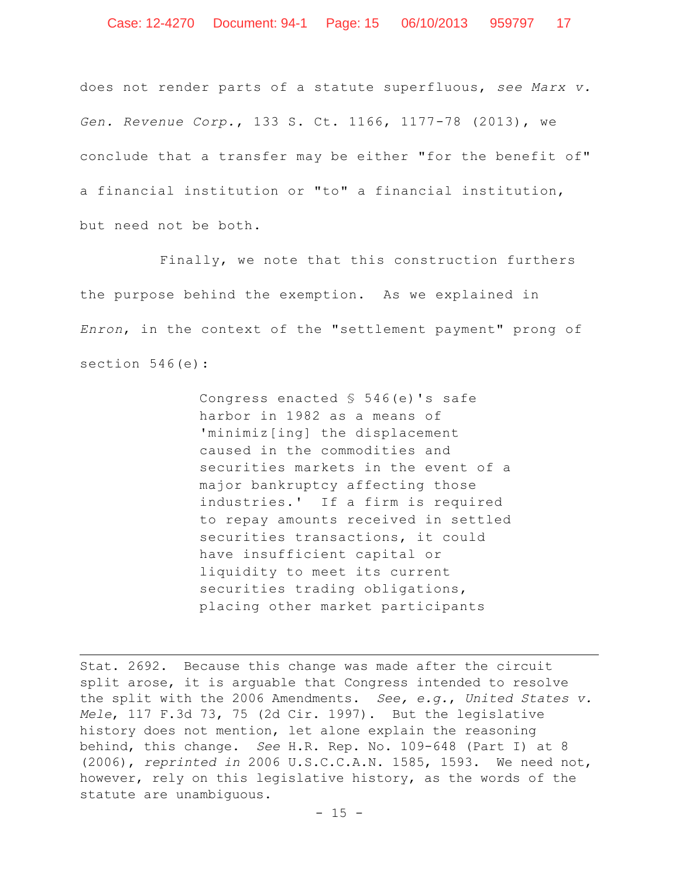does not render parts of a statute superfluous, *see Marx v. Gen. Revenue Corp.*, 133 S. Ct. 1166, 1177-78 (2013), we conclude that a transfer may be either "for the benefit of" a financial institution or "to" a financial institution, but need not be both.

Finally, we note that this construction furthers the purpose behind the exemption. As we explained in *Enron*, in the context of the "settlement payment" prong of section 546(e):

> Congress enacted § 546(e)'s safe harbor in 1982 as a means of 'minimiz[ing] the displacement caused in the commodities and securities markets in the event of a major bankruptcy affecting those industries.' If a firm is required to repay amounts received in settled securities transactions, it could have insufficient capital or liquidity to meet its current securities trading obligations, placing other market participants

---

Stat. 2692. Because this change was made after the circuit split arose, it is arguable that Congress intended to resolve the split with the 2006 Amendments. *See, e.g.*, *United States v. Mele*, 117 F.3d 73, 75 (2d Cir. 1997). But the legislative history does not mention, let alone explain the reasoning behind, this change. *See* H.R. Rep. No. 109-648 (Part I) at 8 (2006), *reprinted in* 2006 U.S.C.C.A.N. 1585, 1593. We need not, however, rely on this legislative history, as the words of the statute are unambiguous.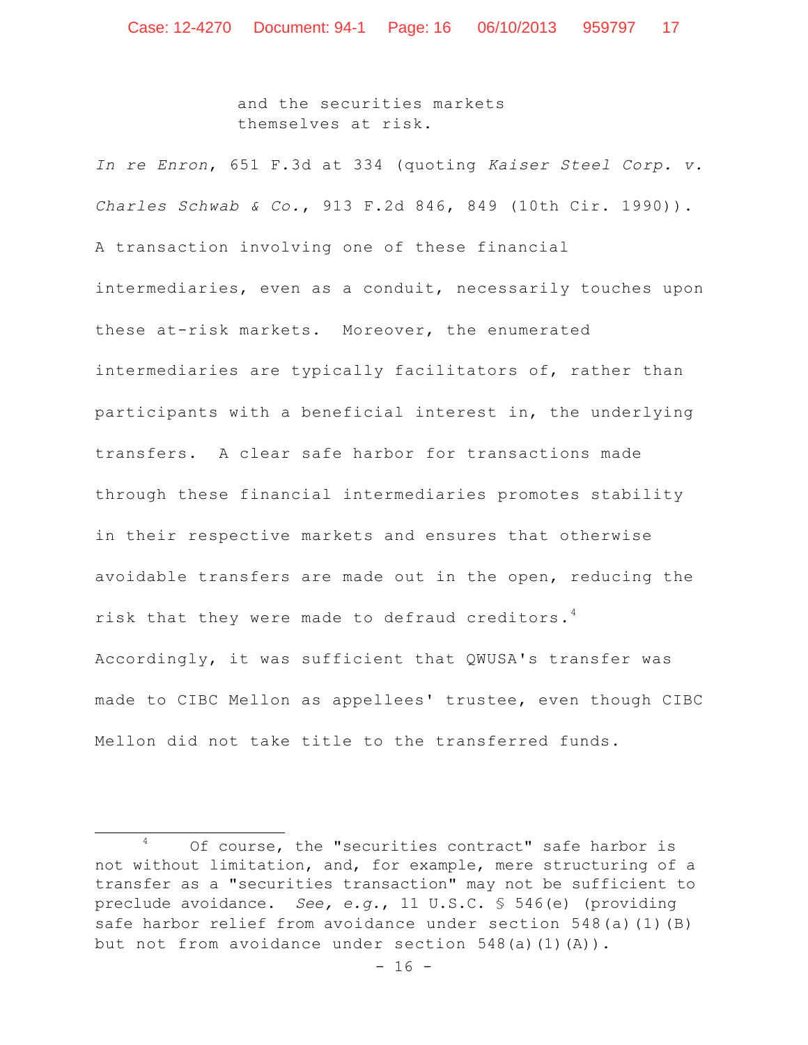and the securities markets
themselves at risk.

*In re Enron*, 651 F.3d at 334 (quoting *Kaiser Steel Corp. v. Charles Schwab & Co.*, 913 F.2d 846, 849 (10th Cir. 1990)). A transaction involving one of these financial intermediaries, even as a conduit, necessarily touches upon these at-risk markets. Moreover, the enumerated intermediaries are typically facilitators of, rather than participants with a beneficial interest in, the underlying transfers. A clear safe harbor for transactions made through these financial intermediaries promotes stability in their respective markets and ensures that otherwise avoidable transfers are made out in the open, reducing the risk that they were made to defraud creditors.[4] Accordingly, it was sufficient that QWUSA's transfer was made to CIBC Mellon as appellees' trustee, even though CIBC Mellon did not take title to the transferred funds.

---

[4] Of course, the "securities contract" safe harbor is not without limitation, and, for example, mere structuring of a transfer as a "securities transaction" may not be sufficient to preclude avoidance. *See, e.g.*, 11 U.S.C. § 546(e) (providing safe harbor relief from avoidance under section 548(a)(1)(B) but not from avoidance under section 548(a)(1)(A)).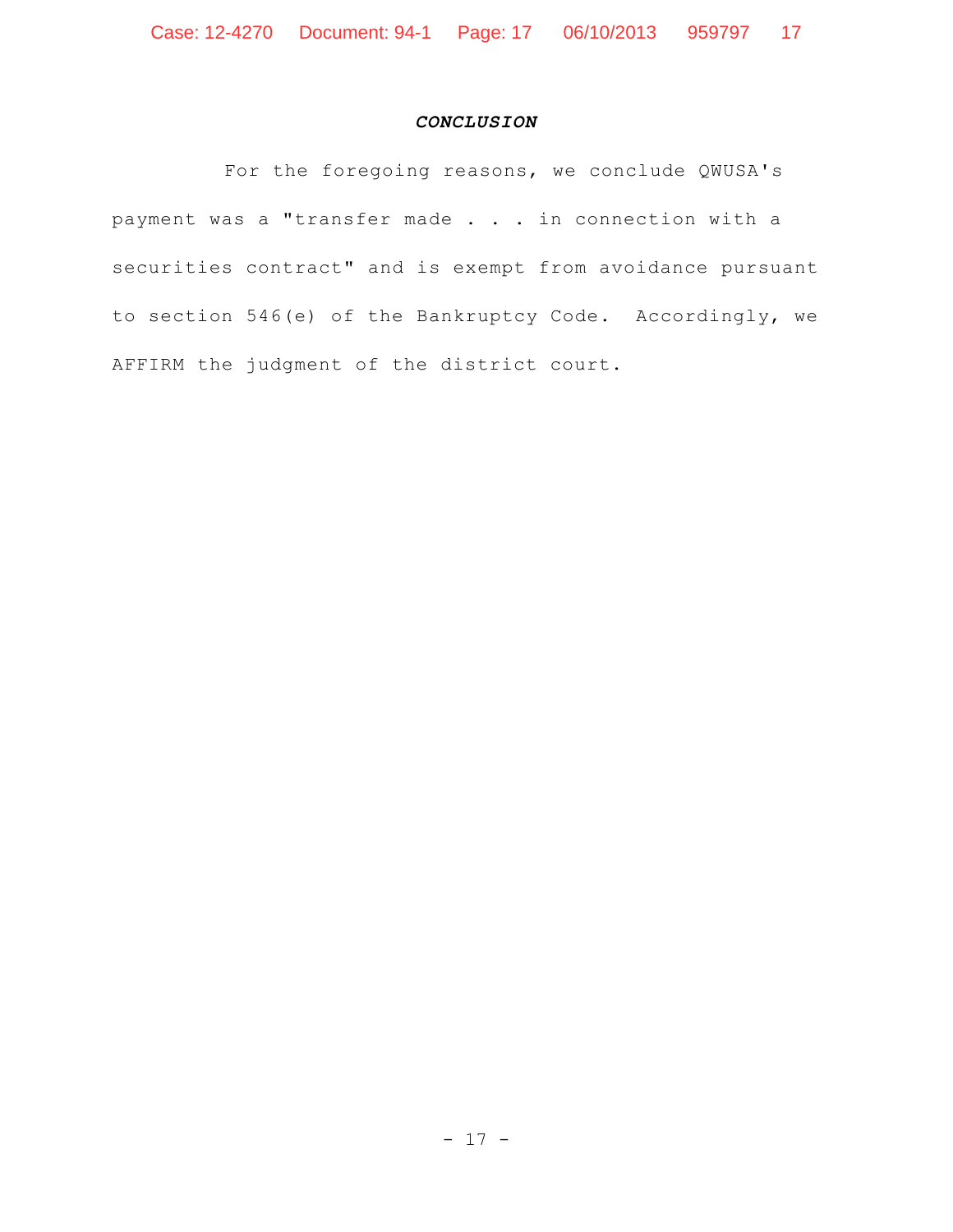## ***CONCLUSION***

For the foregoing reasons, we conclude QWUSA's payment was a "transfer made . . . in connection with a securities contract" and is exempt from avoidance pursuant to section 546(e) of the Bankruptcy Code. Accordingly, we AFFIRM the judgment of the district court.